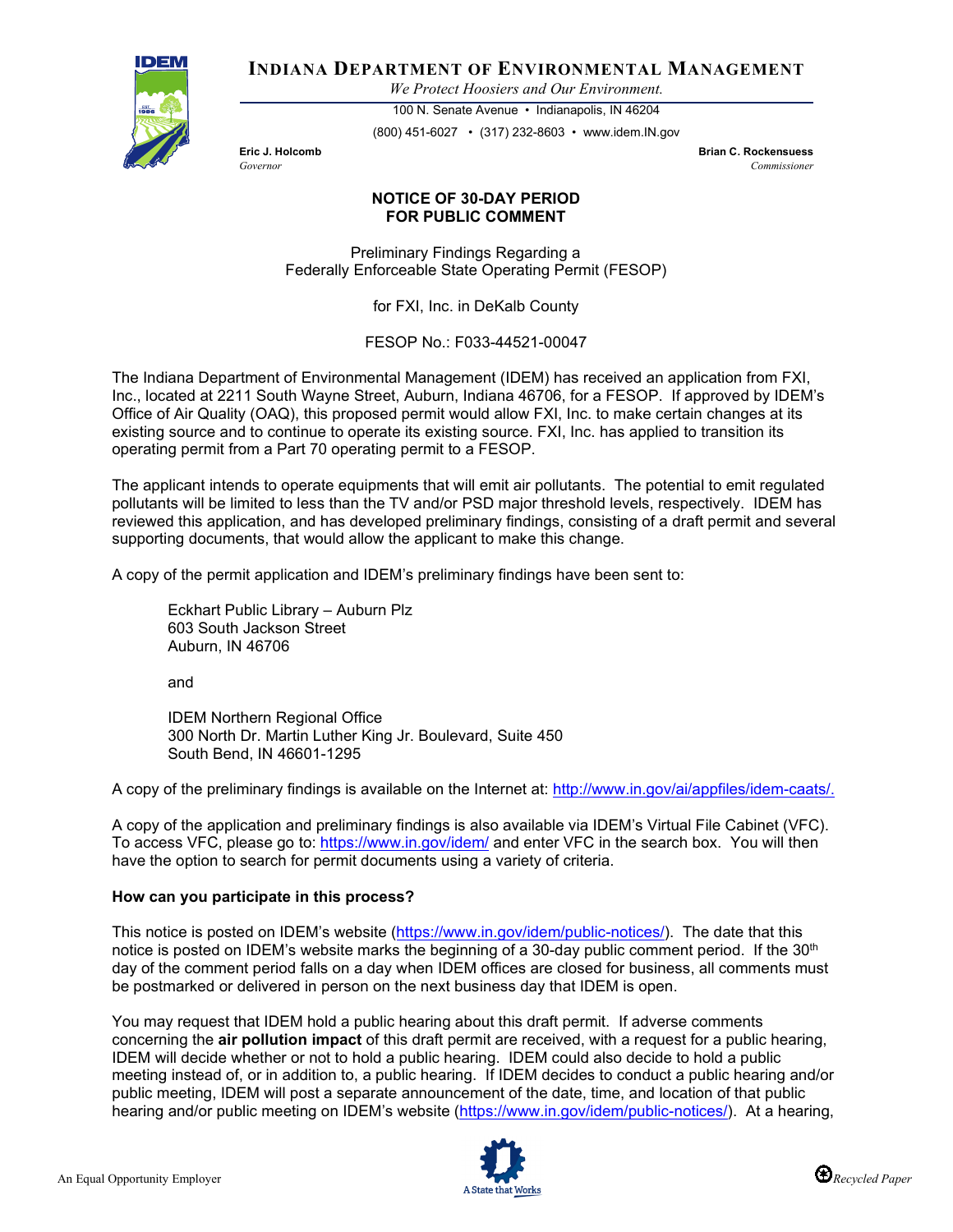# INDIANA DEPARTMENT OF ENVIRONMENTAL MANAGEMENT

*We Protect Hoosiers and Our Environment.*

100 N. Senate Avenue • Indianapolis, IN 46204

(800) 451-6027 • (317) 232-8603 • www.idem.IN.gov

**Eric J. Holcomb**
*Governor*

**Brian C. Rockensuess**
*Commissioner*

## NOTICE OF 30-DAY PERIOD FOR PUBLIC COMMENT

Preliminary Findings Regarding a
Federally Enforceable State Operating Permit (FESOP)

for FXI, Inc. in DeKalb County

FESOP No.: F033-44521-00047

The Indiana Department of Environmental Management (IDEM) has received an application from FXI, Inc., located at 2211 South Wayne Street, Auburn, Indiana 46706, for a FESOP. If approved by IDEM's Office of Air Quality (OAQ), this proposed permit would allow FXI, Inc. to make certain changes at its existing source and to continue to operate its existing source. FXI, Inc. has applied to transition its operating permit from a Part 70 operating permit to a FESOP.

The applicant intends to operate equipments that will emit air pollutants. The potential to emit regulated pollutants will be limited to less than the TV and/or PSD major threshold levels, respectively. IDEM has reviewed this application, and has developed preliminary findings, consisting of a draft permit and several supporting documents, that would allow the applicant to make this change.

A copy of the permit application and IDEM's preliminary findings have been sent to:

Eckhart Public Library – Auburn Plz
603 South Jackson Street
Auburn, IN 46706

and

IDEM Northern Regional Office
300 North Dr. Martin Luther King Jr. Boulevard, Suite 450
South Bend, IN 46601-1295

A copy of the preliminary findings is available on the Internet at: http://www.in.gov/ai/appfiles/idem-caats/.

A copy of the application and preliminary findings is also available via IDEM's Virtual File Cabinet (VFC). To access VFC, please go to: https://www.in.gov/idem/ and enter VFC in the search box. You will then have the option to search for permit documents using a variety of criteria.

**How can you participate in this process?**

This notice is posted on IDEM's website (https://www.in.gov/idem/public-notices/). The date that this notice is posted on IDEM's website marks the beginning of a 30-day public comment period. If the 30th day of the comment period falls on a day when IDEM offices are closed for business, all comments must be postmarked or delivered in person on the next business day that IDEM is open.

You may request that IDEM hold a public hearing about this draft permit. If adverse comments concerning the **air pollution impact** of this draft permit are received, with a request for a public hearing, IDEM will decide whether or not to hold a public hearing. IDEM could also decide to hold a public meeting instead of, or in addition to, a public hearing. If IDEM decides to conduct a public hearing and/or public meeting, IDEM will post a separate announcement of the date, time, and location of that public hearing and/or public meeting on IDEM's website (https://www.in.gov/idem/public-notices/). At a hearing,

An Equal Opportunity Employer

A State that Works

Recycled Paper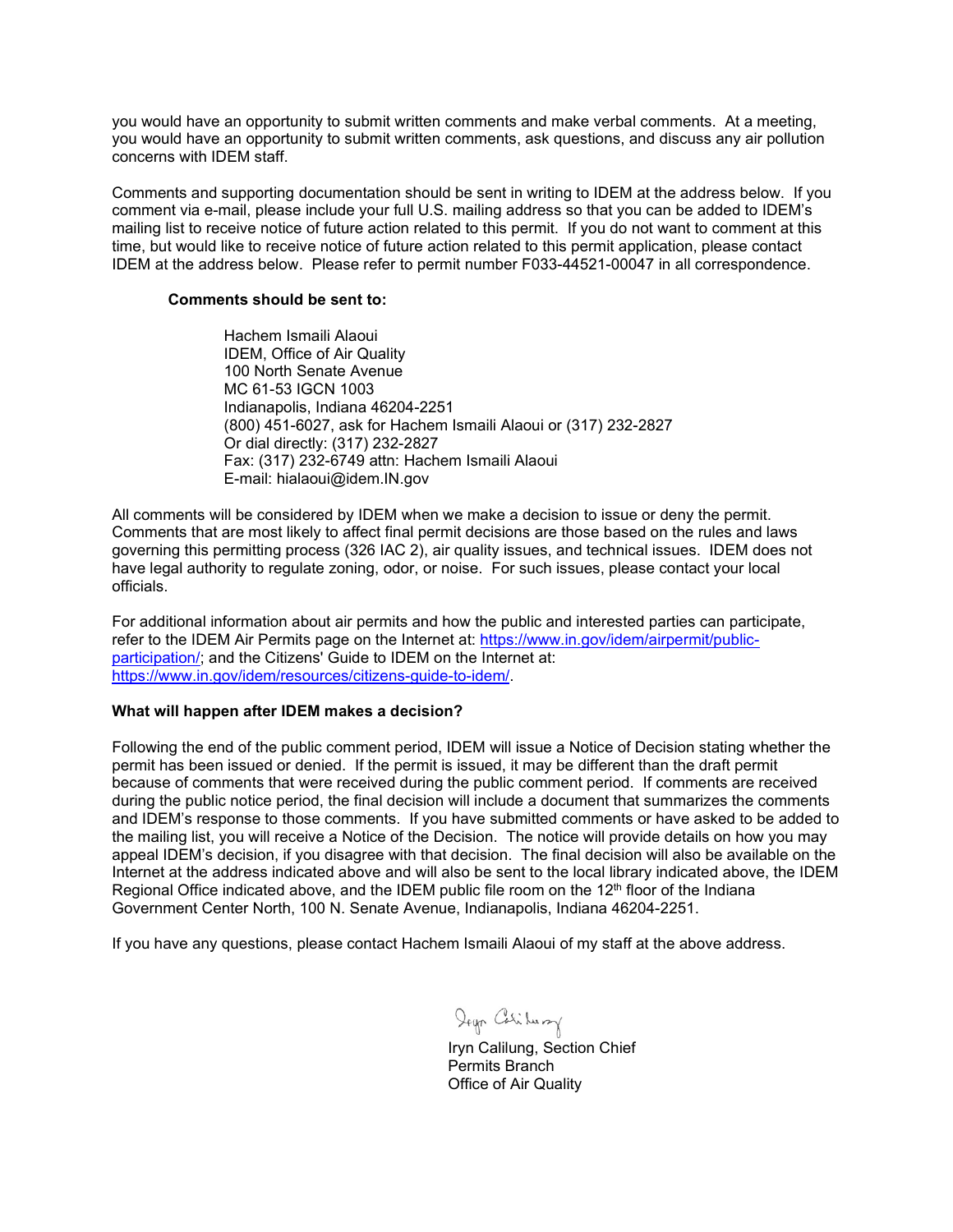you would have an opportunity to submit written comments and make verbal comments. At a meeting, you would have an opportunity to submit written comments, ask questions, and discuss any air pollution concerns with IDEM staff.

Comments and supporting documentation should be sent in writing to IDEM at the address below. If you comment via e-mail, please include your full U.S. mailing address so that you can be added to IDEM's mailing list to receive notice of future action related to this permit. If you do not want to comment at this time, but would like to receive notice of future action related to this permit application, please contact IDEM at the address below. Please refer to permit number F033-44521-00047 in all correspondence.

**Comments should be sent to:**

Hachem Ismaili Alaoui
IDEM, Office of Air Quality
100 North Senate Avenue
MC 61-53 IGCN 1003
Indianapolis, Indiana 46204-2251
(800) 451-6027, ask for Hachem Ismaili Alaoui or (317) 232-2827
Or dial directly: (317) 232-2827
Fax: (317) 232-6749 attn: Hachem Ismaili Alaoui
E-mail: hialaoui@idem.IN.gov

All comments will be considered by IDEM when we make a decision to issue or deny the permit. Comments that are most likely to affect final permit decisions are those based on the rules and laws governing this permitting process (326 IAC 2), air quality issues, and technical issues. IDEM does not have legal authority to regulate zoning, odor, or noise. For such issues, please contact your local officials.

For additional information about air permits and how the public and interested parties can participate, refer to the IDEM Air Permits page on the Internet at: https://www.in.gov/idem/airpermit/public-participation/; and the Citizens' Guide to IDEM on the Internet at: https://www.in.gov/idem/resources/citizens-guide-to-idem/.

**What will happen after IDEM makes a decision?**

Following the end of the public comment period, IDEM will issue a Notice of Decision stating whether the permit has been issued or denied. If the permit is issued, it may be different than the draft permit because of comments that were received during the public comment period. If comments are received during the public notice period, the final decision will include a document that summarizes the comments and IDEM's response to those comments. If you have submitted comments or have asked to be added to the mailing list, you will receive a Notice of the Decision. The notice will provide details on how you may appeal IDEM's decision, if you disagree with that decision. The final decision will also be available on the Internet at the address indicated above and will also be sent to the local library indicated above, the IDEM Regional Office indicated above, and the IDEM public file room on the 12th floor of the Indiana Government Center North, 100 N. Senate Avenue, Indianapolis, Indiana 46204-2251.

If you have any questions, please contact Hachem Ismaili Alaoui of my staff at the above address.

Iryn Calilung, Section Chief
Permits Branch
Office of Air Quality